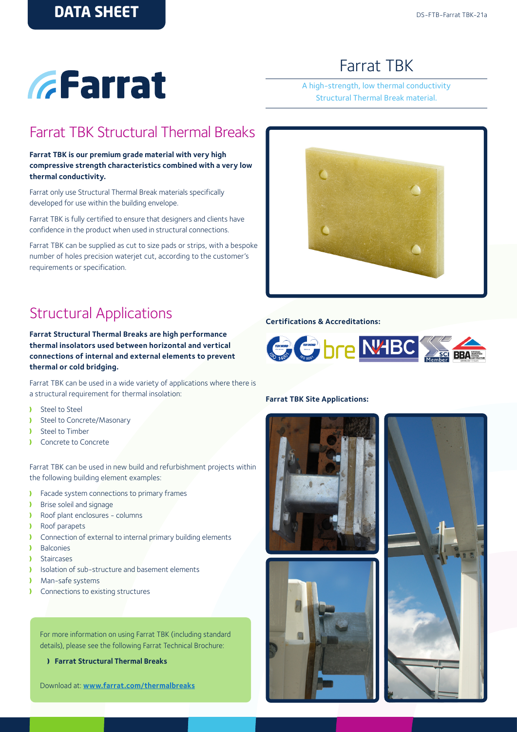DATA SHEET

DS-FTB-Farrat TBK-21a

# Farrat TBK

A high-strength, low thermal conductivity Structural Thermal Break material.

## Farrat TBK Structural Thermal Breaks

**Farrat TBK is our premium grade material with very high compressive strength characteristics combined with a very low thermal conductivity.**

Farrat only use Structural Thermal Break materials specifically developed for use within the building envelope.

Farrat TBK is fully certified to ensure that designers and clients have confidence in the product when used in structural connections.

Farrat TBK can be supplied as cut to size pads or strips, with a bespoke number of holes precision waterjet cut, according to the customer's requirements or specification.

## Structural Applications

**Farrat Structural Thermal Breaks are high performance thermal insolators used between horizontal and vertical connections of internal and external elements to prevent thermal or cold bridging.**

Farrat TBK can be used in a wide variety of applications where there is a structural requirement for thermal insolation:

- Steel to Steel
- Steel to Concrete/Masonary
- Steel to Timber
- Concrete to Concrete

Farrat TBK can be used in new build and refurbishment projects within the following building element examples:

- Facade system connections to primary frames
- Brise soleil and signage
- Roof plant enclosures - columns
- Roof parapets
- Connection of external to internal primary building elements
- Balconies
- Staircases
- Isolation of sub-structure and basement elements
- Man-safe systems
- Connections to existing structures

For more information on using Farrat TBK (including standard details), please see the following Farrat Technical Brochure:

- **Farrat Structural Thermal Breaks**

Download at: **www.farrat.com/thermalbreaks**

**Certifications & Accreditations:**

**Farrat TBK Site Applications:**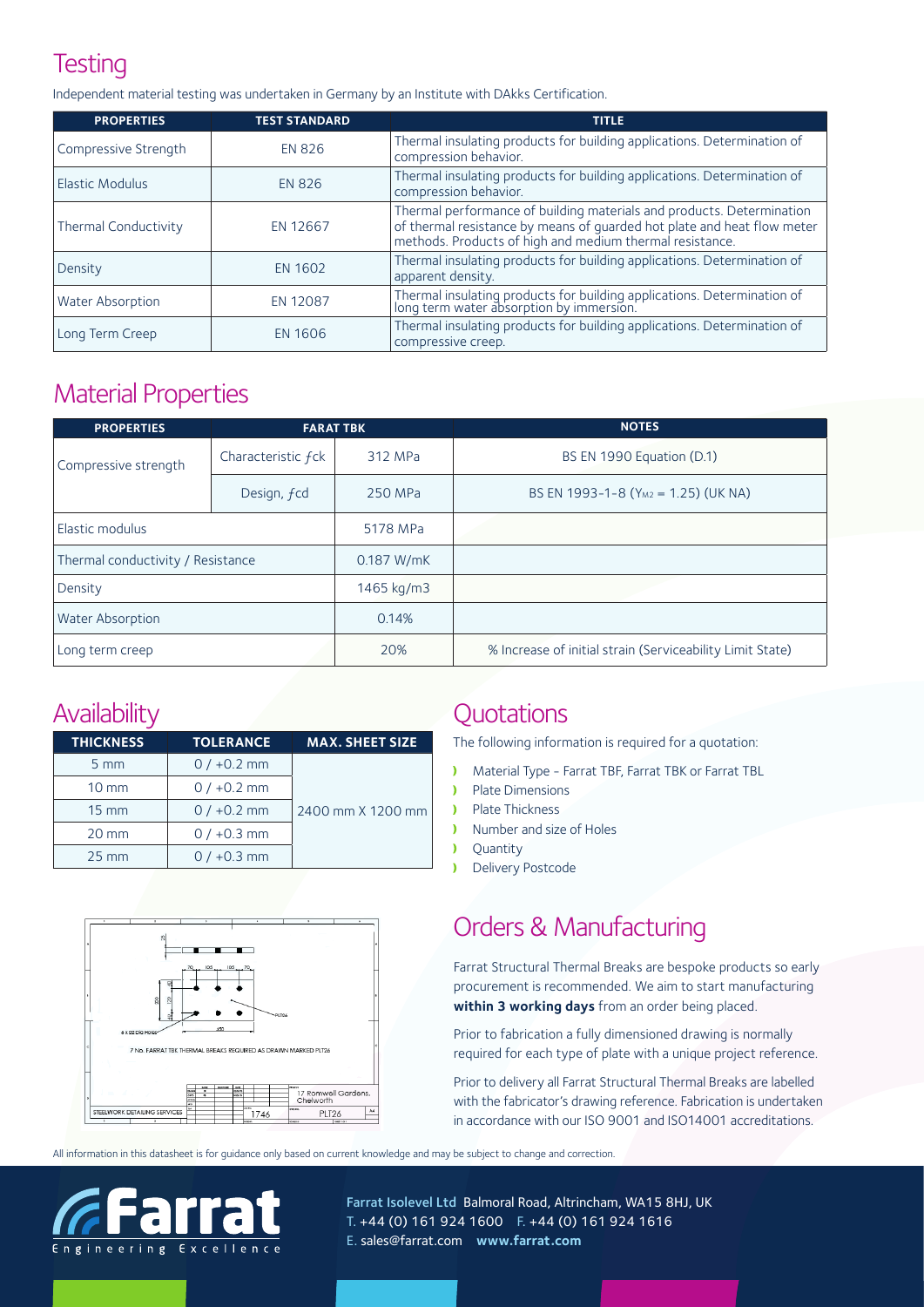## Testing

Independent material testing was undertaken in Germany by an Institute with DAkks Certification.

| PROPERTIES | TEST STANDARD | TITLE |
|---|---|---|
| Compressive Strength | EN 826 | Thermal insulating products for building applications. Determination of compression behavior. |
| Elastic Modulus | EN 826 | Thermal insulating products for building applications. Determination of compression behavior. |
| Thermal Conductivity | EN 12667 | Thermal performance of building materials and products. Determination of thermal resistance by means of guarded hot plate and heat flow meter methods. Products of high and medium thermal resistance. |
| Density | EN 1602 | Thermal insulating products for building applications. Determination of apparent density. |
| Water Absorption | EN 12087 | Thermal insulating products for building applications. Determination of long term water absorption by immersion. |
| Long Term Creep | EN 1606 | Thermal insulating products for building applications. Determination of compressive creep. |

## Material Properties

| PROPERTIES | FARAT TBK | | NOTES |
|---|---|---|---|
| Compressive strength | Characteristic $f_{ck}$ | 312 MPa | BS EN 1990 Equation (D.1) |
| | Design, $f_{cd}$ | 250 MPa | BS EN 1993-1-8 ($\gamma_{M2}$ = 1.25) (UK NA) |
| Elastic modulus | | 5178 MPa | |
| Thermal conductivity / Resistance | | 0.187 W/mK | |
| Density | | 1465 kg/m3 | |
| Water Absorption | | 0.14% | |
| Long term creep | | 20% | % Increase of initial strain (Serviceability Limit State) |

## Availability

| THICKNESS | TOLERANCE | MAX. SHEET SIZE |
|---|---|---|
| 5 mm | 0 / +0.2 mm | 2400 mm X 1200 mm |
| 10 mm | 0 / +0.2 mm | |
| 15 mm | 0 / +0.2 mm | |
| 20 mm | 0 / +0.3 mm | |
| 25 mm | 0 / +0.3 mm | |

7 No. FARRAT TBK THERMAL BREAKS REQUIRED AS DRAWN MARKED PLT26

STEELWORK DETAILING SERVICES

17 Romwell Gardens, Chelworth

1746

PLT26

## Quotations

The following information is required for a quotation:

- Material Type - Farrat TBF, Farrat TBK or Farrat TBL
- Plate Dimensions
- Plate Thickness
- Number and size of Holes
- Quantity
- Delivery Postcode

## Orders & Manufacturing

Farrat Structural Thermal Breaks are bespoke products so early procurement is recommended. We aim to start manufacturing **within 3 working days** from an order being placed.

Prior to fabrication a fully dimensioned drawing is normally required for each type of plate with a unique project reference.

Prior to delivery all Farrat Structural Thermal Breaks are labelled with the fabricator's drawing reference. Fabrication is undertaken in accordance with our ISO 9001 and ISO14001 accreditations.

All information in this datasheet is for guidance only based on current knowledge and may be subject to change and correction.

Farrat
Engineering Excellence

**Farrat Isolevel Ltd** Balmoral Road, Altrincham, WA15 8HJ, UK
T. +44 (0) 161 924 1600 F. +44 (0) 161 924 1616
E. sales@farrat.com **www.farrat.com**